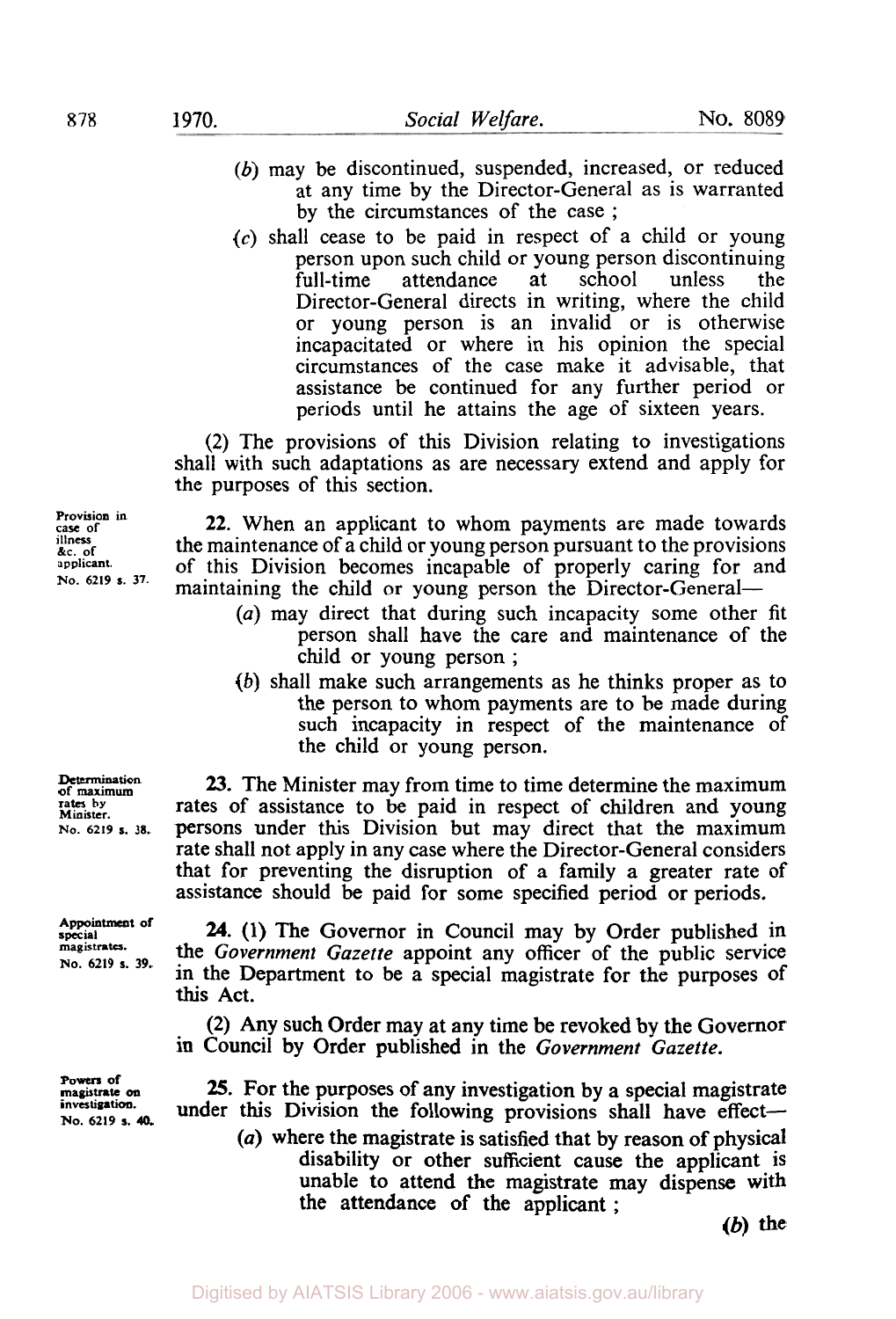(b) may be discontinued, suspended, increased, or reduced at any time by the Director-General as is warranted by the circumstances of the case ;

(c) shall cease to be paid in respect of a child or young person upon such child or young person discontinuing full-time attendance at school unless the Director-General directs in writing, where the child or young person is an invalid or is otherwise incapacitated or where in his opinion the special circumstances of the case make it advisable, that assistance be continued for any further period or periods until he attains the age of sixteen years.

(2) The provisions of this Division relating to investigations shall with such adaptations as are necessary extend and apply for the purposes of this section.

Provision in case of illness &c. of applicant. No. 6219 s. 37.

**22.** When an applicant to whom payments are made towards the maintenance of a child or young person pursuant to the provisions of this Division becomes incapable of properly caring for and maintaining the child or young person the Director-General—

(a) may direct that during such incapacity some other fit person shall have the care and maintenance of the child or young person ;

(b) shall make such arrangements as he thinks proper as to the person to whom payments are to be made during such incapacity in respect of the maintenance of the child or young person.

Determination of maximum rates by Minister. No. 6219 s. 38.

**23.** The Minister may from time to time determine the maximum rates of assistance to be paid in respect of children and young persons under this Division but may direct that the maximum rate shall not apply in any case where the Director-General considers that for preventing the disruption of a family a greater rate of assistance should be paid for some specified period or periods.

Appointment of special magistrates. No. 6219 s. 39.

**24.** (1) The Governor in Council may by Order published in the *Government Gazette* appoint any officer of the public service in the Department to be a special magistrate for the purposes of this Act.

(2) Any such Order may at any time be revoked by the Governor in Council by Order published in the *Government Gazette*.

Powers of magistrate on investigation. No. 6219 s. 40.

**25.** For the purposes of any investigation by a special magistrate under this Division the following provisions shall have effect—

(a) where the magistrate is satisfied that by reason of physical disability or other sufficient cause the applicant is unable to attend the magistrate may dispense with the attendance of the applicant ;

(b) the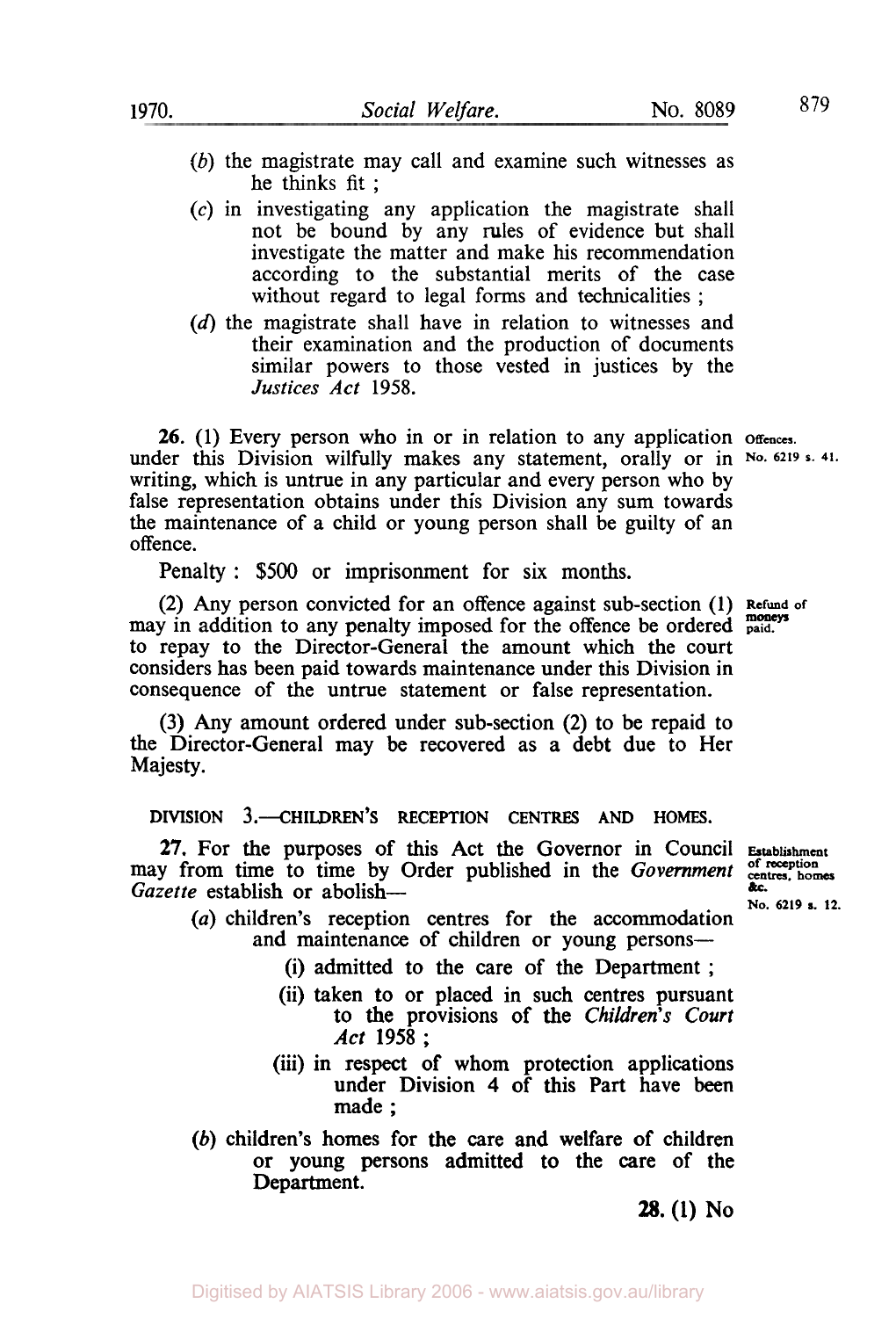(*b*) the magistrate may call and examine such witnesses as he thinks fit ;

(*c*) in investigating any application the magistrate shall not be bound by any rules of evidence but shall investigate the matter and make his recommendation according to the substantial merits of the case without regard to legal forms and technicalities ;

(*d*) the magistrate shall have in relation to witnesses and their examination and the production of documents similar powers to those vested in justices by the *Justices Act* 1958.

**26.** (1) Every person who in or in relation to any application under this Division wilfully makes any statement, orally or in writing, which is untrue in any particular and every person who by false representation obtains under this Division any sum towards the maintenance of a child or young person shall be guilty of an offence.

Offences. No. 6219 s. 41.

Penalty : $500 or imprisonment for six months.

(2) Any person convicted for an offence against sub-section (1) may in addition to any penalty imposed for the offence be ordered to repay to the Director-General the amount which the court considers has been paid towards maintenance under this Division in consequence of the untrue statement or false representation.

Refund of moneys paid.

(3) Any amount ordered under sub-section (2) to be repaid to the Director-General may be recovered as a debt due to Her Majesty.

DIVISION 3.—CHILDREN'S RECEPTION CENTRES AND HOMES.

**27.** For the purposes of this Act the Governor in Council may from time to time by Order published in the *Government Gazette* establish or abolish—

Establishment of reception centres, homes &c. No. 6219 s. 12.

(*a*) children's reception centres for the accommodation and maintenance of children or young persons—

(i) admitted to the care of the Department ;

(ii) taken to or placed in such centres pursuant to the provisions of the *Children's Court Act* 1958 ;

(iii) in respect of whom protection applications under Division 4 of this Part have been made ;

(*b*) children's homes for the care and welfare of children or young persons admitted to the care of the Department.

**28.** (1) No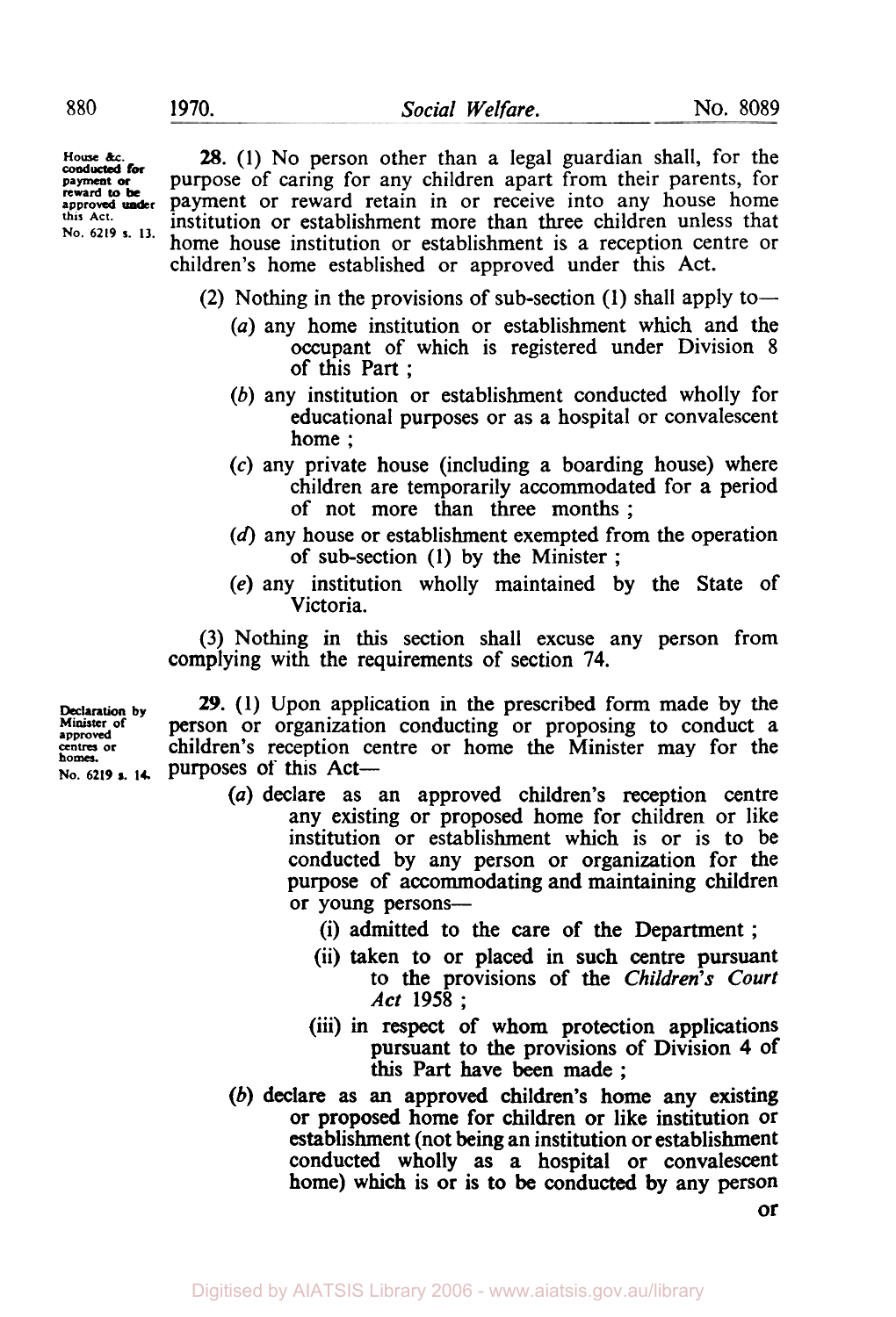House &c. conducted for payment or reward to be approved under this Act. No. 6219 s. 13.

**28.** (1) No person other than a legal guardian shall, for the purpose of caring for any children apart from their parents, for payment or reward retain in or receive into any house home institution or establishment more than three children unless that home house institution or establishment is a reception centre or children's home established or approved under this Act.

(2) Nothing in the provisions of sub-section (1) shall apply to—

(*a*) any home institution or establishment which and the occupant of which is registered under Division 8 of this Part ;

(*b*) any institution or establishment conducted wholly for educational purposes or as a hospital or convalescent home ;

(*c*) any private house (including a boarding house) where children are temporarily accommodated for a period of not more than three months ;

(*d*) any house or establishment exempted from the operation of sub-section (1) by the Minister ;

(*e*) any institution wholly maintained by the State of Victoria.

(3) Nothing in this section shall excuse any person from complying with the requirements of section 74.

Declaration by Minister of approved centres or homes. No. 6219 s. 14.

**29.** (1) Upon application in the prescribed form made by the person or organization conducting or proposing to conduct a children's reception centre or home the Minister may for the purposes of this Act—

(*a*) declare as an approved children's reception centre any existing or proposed home for children or like institution or establishment which is or is to be conducted by any person or organization for the purpose of accommodating and maintaining children or young persons—

(i) admitted to the care of the Department ;

(ii) taken to or placed in such centre pursuant to the provisions of the *Children's Court Act* 1958 ;

(iii) in respect of whom protection applications pursuant to the provisions of Division 4 of this Part have been made ;

(*b*) declare as an approved children's home any existing or proposed home for children or like institution or establishment (not being an institution or establishment conducted wholly as a hospital or convalescent home) which is or is to be conducted by any person or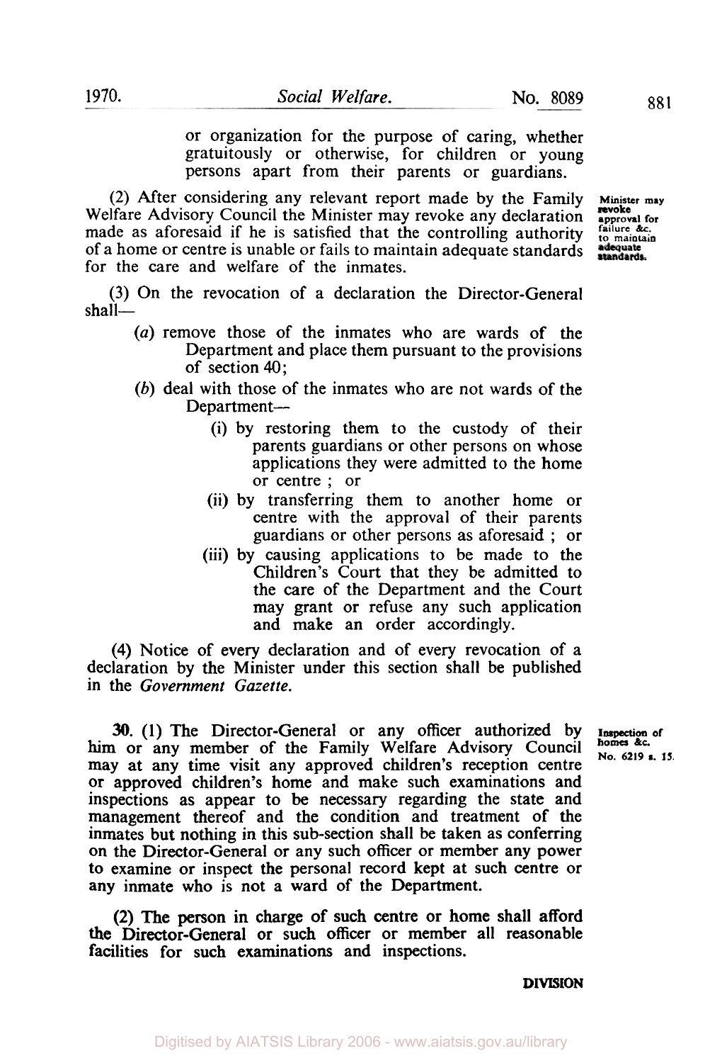or organization for the purpose of caring, whether gratuitously or otherwise, for children or young persons apart from their parents or guardians.

(2) After considering any relevant report made by the Family Welfare Advisory Council the Minister may revoke any declaration made as aforesaid if he is satisfied that the controlling authority of a home or centre is unable or fails to maintain adequate standards for the care and welfare of the inmates.

**Minister may revoke approval for failure &c. to maintain adequate standards.**

(3) On the revocation of a declaration the Director-General shall—

- (*a*) remove those of the inmates who are wards of the Department and place them pursuant to the provisions of section 40;
- (*b*) deal with those of the inmates who are not wards of the Department—
    - (i) by restoring them to the custody of their parents guardians or other persons on whose applications they were admitted to the home or centre ; or
    - (ii) by transferring them to another home or centre with the approval of their parents guardians or other persons as aforesaid ; or
    - (iii) by causing applications to be made to the Children's Court that they be admitted to the care of the Department and the Court may grant or refuse any such application and make an order accordingly.

(4) Notice of every declaration and of every revocation of a declaration by the Minister under this section shall be published in the *Government Gazette*.

**Inspection of homes &c. No. 6219 s. 15.**

**30.** (1) The Director-General or any officer authorized by him or any member of the Family Welfare Advisory Council may at any time visit any approved children's reception centre or approved children's home and make such examinations and inspections as appear to be necessary regarding the state and management thereof and the condition and treatment of the inmates but nothing in this sub-section shall be taken as conferring on the Director-General or any such officer or member any power to examine or inspect the personal record kept at such centre or any inmate who is not a ward of the Department.

(2) The person in charge of such centre or home shall afford the Director-General or such officer or member all reasonable facilities for such examinations and inspections.

DIVISION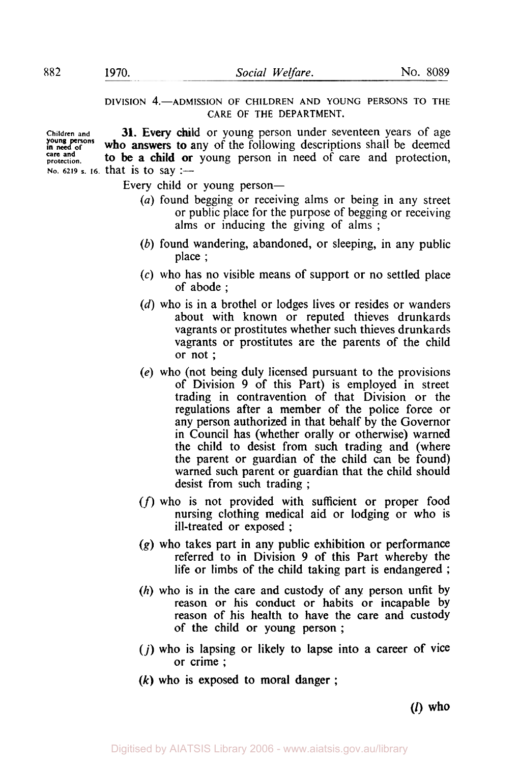DIVISION 4.—ADMISSION OF CHILDREN AND YOUNG PERSONS TO THE CARE OF THE DEPARTMENT.

Children and young persons in need of care and protection. No. 6219 s. 16.

**31.** Every child or young person under seventeen years of age who answers to any of the following descriptions shall be deemed to be a child or young person in need of care and protection, that is to say :—

Every child or young person—

(*a*) found begging or receiving alms or being in any street or public place for the purpose of begging or receiving alms or inducing the giving of alms ;

(*b*) found wandering, abandoned, or sleeping, in any public place ;

(*c*) who has no visible means of support or no settled place of abode ;

(*d*) who is in a brothel or lodges lives or resides or wanders about with known or reputed thieves drunkards vagrants or prostitutes whether such thieves drunkards vagrants or prostitutes are the parents of the child or not ;

(*e*) who (not being duly licensed pursuant to the provisions of Division 9 of this Part) is employed in street trading in contravention of that Division or the regulations after a member of the police force or any person authorized in that behalf by the Governor in Council has (whether orally or otherwise) warned the child to desist from such trading and (where the parent or guardian of the child can be found) warned such parent or guardian that the child should desist from such trading ;

(*f*) who is not provided with sufficient or proper food nursing clothing medical aid or lodging or who is ill-treated or exposed ;

(*g*) who takes part in any public exhibition or performance referred to in Division 9 of this Part whereby the life or limbs of the child taking part is endangered ;

(*h*) who is in the care and custody of any person unfit by reason or his conduct or habits or incapable by reason of his health to have the care and custody of the child or young person ;

(*j*) who is lapsing or likely to lapse into a career of vice or crime ;

(*k*) who is exposed to moral danger ;

(*l*) who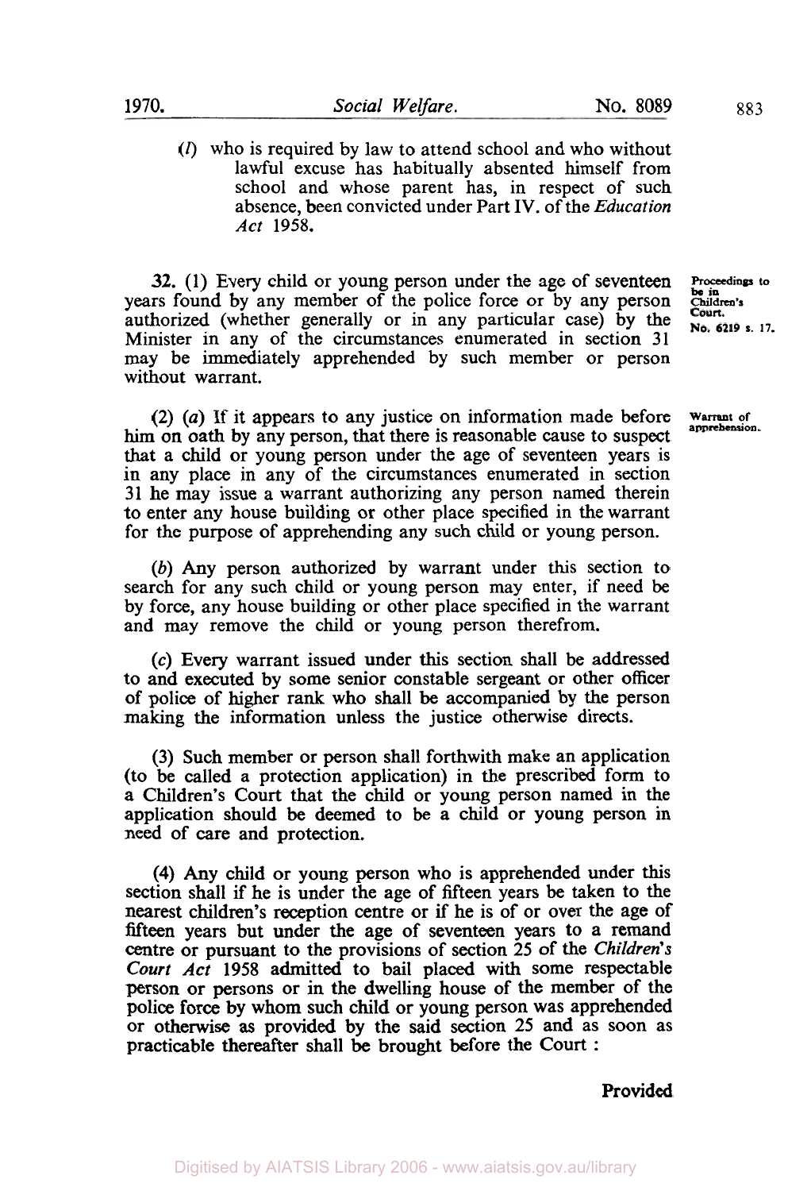(*l*) who is required by law to attend school and who without lawful excuse has habitually absented himself from school and whose parent has, in respect of such absence, been convicted under Part IV. of the *Education Act* 1958.

Proceedings to be in Children's Court. No. 6219 s. 17.

**32.** (1) Every child or young person under the age of seventeen years found by any member of the police force or by any person authorized (whether generally or in any particular case) by the Minister in any of the circumstances enumerated in section 31 may be immediately apprehended by such member or person without warrant.

Warrant of apprehension.

(2) (*a*) If it appears to any justice on information made before him on oath by any person, that there is reasonable cause to suspect that a child or young person under the age of seventeen years is in any place in any of the circumstances enumerated in section 31 he may issue a warrant authorizing any person named therein to enter any house building or other place specified in the warrant for the purpose of apprehending any such child or young person.

(*b*) Any person authorized by warrant under this section to search for any such child or young person may enter, if need be by force, any house building or other place specified in the warrant and may remove the child or young person therefrom.

(*c*) Every warrant issued under this section shall be addressed to and executed by some senior constable sergeant or other officer of police of higher rank who shall be accompanied by the person making the information unless the justice otherwise directs.

(3) Such member or person shall forthwith make an application (to be called a protection application) in the prescribed form to a Children's Court that the child or young person named in the application should be deemed to be a child or young person in need of care and protection.

(4) Any child or young person who is apprehended under this section shall if he is under the age of fifteen years be taken to the nearest children's reception centre or if he is of or over the age of fifteen years but under the age of seventeen years to a remand centre or pursuant to the provisions of section 25 of the *Children's Court Act* 1958 admitted to bail placed with some respectable person or persons or in the dwelling house of the member of the police force by whom such child or young person was apprehended or otherwise as provided by the said section 25 and as soon as practicable thereafter shall be brought before the Court :

Provided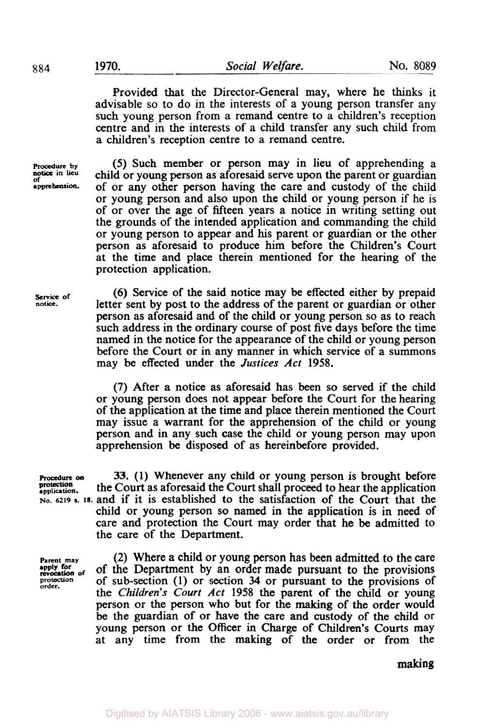Provided that the Director-General may, where he thinks it advisable so to do in the interests of a young person transfer any such young person from a remand centre to a children's reception centre and in the interests of a child transfer any such child from a children's reception centre to a remand centre.

Procedure by notice in lieu of apprehension.

(5) Such member or person may in lieu of apprehending a child or young person as aforesaid serve upon the parent or guardian of or any other person having the care and custody of the child or young person and also upon the child or young person if he is of or over the age of fifteen years a notice in writing setting out the grounds of the intended application and commanding the child or young person to appear and his parent or guardian or the other person as aforesaid to produce him before the Children's Court at the time and place therein mentioned for the hearing of the protection application.

Service of notice.

(6) Service of the said notice may be effected either by prepaid letter sent by post to the address of the parent or guardian or other person as aforesaid and of the child or young person so as to reach such address in the ordinary course of post five days before the time named in the notice for the appearance of the child or young person before the Court or in any manner in which service of a summons may be effected under the *Justices Act* 1958.

(7) After a notice as aforesaid has been so served if the child or young person does not appear before the Court for the hearing of the application at the time and place therein mentioned the Court may issue a warrant for the apprehension of the child or young person and in any such case the child or young person may upon apprehension be disposed of as hereinbefore provided.

Procedure on protection application. No. 6219 s. 18.

33. (1) Whenever any child or young person is brought before the Court as aforesaid the Court shall proceed to hear the application and if it is established to the satisfaction of the Court that the child or young person so named in the application is in need of care and protection the Court may order that he be admitted to the care of the Department.

Parent may apply for revocation of protection order.

(2) Where a child or young person has been admitted to the care of the Department by an order made pursuant to the provisions of sub-section (1) or section 34 or pursuant to the provisions of the *Children's Court Act* 1958 the parent of the child or young person or the person who but for the making of the order would be the guardian of or have the care and custody of the child or young person or the Officer in Charge of Children's Courts may at any time from the making of the order or from the making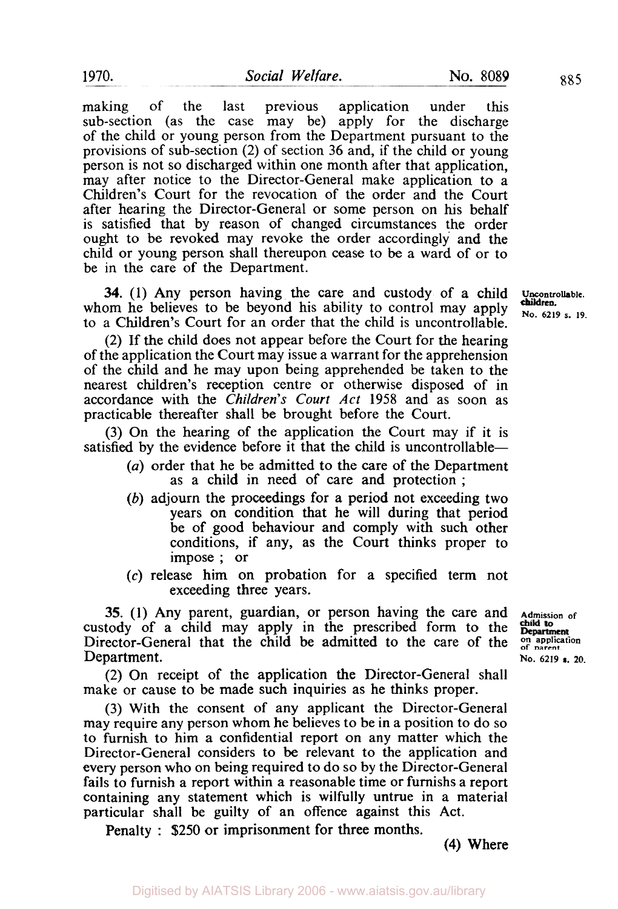making of the last previous application under this sub-section (as the case may be) apply for the discharge of the child or young person from the Department pursuant to the provisions of sub-section (2) of section 36 and, if the child or young person is not so discharged within one month after that application, may after notice to the Director-General make application to a Children's Court for the revocation of the order and the Court after hearing the Director-General or some person on his behalf is satisfied that by reason of changed circumstances the order ought to be revoked may revoke the order accordingly and the child or young person shall thereupon cease to be a ward of or to be in the care of the Department.

**Uncontrollable children.** No. 6219 s. 19.

**34.** (1) Any person having the care and custody of a child whom he believes to be beyond his ability to control may apply to a Children's Court for an order that the child is uncontrollable.

(2) If the child does not appear before the Court for the hearing of the application the Court may issue a warrant for the apprehension of the child and he may upon being apprehended be taken to the nearest children's reception centre or otherwise disposed of in accordance with the *Children's Court Act* 1958 and as soon as practicable thereafter shall be brought before the Court.

(3) On the hearing of the application the Court may if it is satisfied by the evidence before it that the child is uncontrollable—

- (*a*) order that he be admitted to the care of the Department as a child in need of care and protection ;
- (*b*) adjourn the proceedings for a period not exceeding two years on condition that he will during that period be of good behaviour and comply with such other conditions, if any, as the Court thinks proper to impose ; or
- (*c*) release him on probation for a specified term not exceeding three years.

**Admission of child to Department on application of parent.** No. 6219 s. 20.

**35.** (1) Any parent, guardian, or person having the care and custody of a child may apply in the prescribed form to the Director-General that the child be admitted to the care of the Department.

(2) On receipt of the application the Director-General shall make or cause to be made such inquiries as he thinks proper.

(3) With the consent of any applicant the Director-General may require any person whom he believes to be in a position to do so to furnish to him a confidential report on any matter which the Director-General considers to be relevant to the application and every person who on being required to do so by the Director-General fails to furnish a report within a reasonable time or furnishs a report containing any statement which is wilfully untrue in a material particular shall be guilty of an offence against this Act.

Penalty : $250 or imprisonment for three months.

(4) Where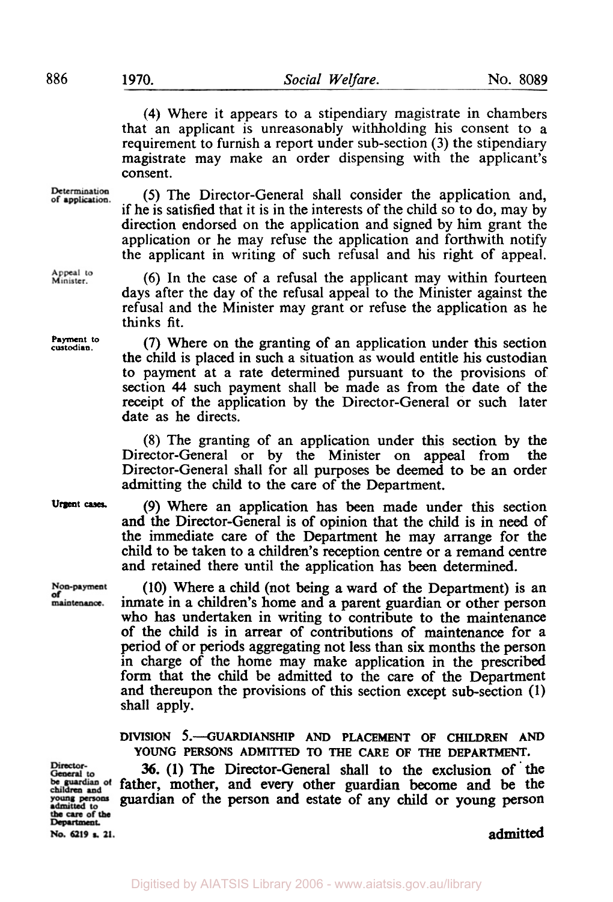(4) Where it appears to a stipendiary magistrate in chambers that an applicant is unreasonably withholding his consent to a requirement to furnish a report under sub-section (3) the stipendiary magistrate may make an order dispensing with the applicant's consent.

Determination of application.

(5) The Director-General shall consider the application and, if he is satisfied that it is in the interests of the child so to do, may by direction endorsed on the application and signed by him grant the application or he may refuse the application and forthwith notify the applicant in writing of such refusal and his right of appeal.

Appeal to Minister.

(6) In the case of a refusal the applicant may within fourteen days after the day of the refusal appeal to the Minister against the refusal and the Minister may grant or refuse the application as he thinks fit.

Payment to custodian.

(7) Where on the granting of an application under this section the child is placed in such a situation as would entitle his custodian to payment at a rate determined pursuant to the provisions of section 44 such payment shall be made as from the date of the receipt of the application by the Director-General or such later date as he directs.

(8) The granting of an application under this section by the Director-General or by the Minister on appeal from the Director-General shall for all purposes be deemed to be an order admitting the child to the care of the Department.

Urgent cases.

(9) Where an application has been made under this section and the Director-General is of opinion that the child is in need of the immediate care of the Department he may arrange for the child to be taken to a children's reception centre or a remand centre and retained there until the application has been determined.

Non-payment of maintenance.

(10) Where a child (not being a ward of the Department) is an inmate in a children's home and a parent guardian or other person who has undertaken in writing to contribute to the maintenance of the child is in arrear of contributions of maintenance for a period of or periods aggregating not less than six months the person in charge of the home may make application in the prescribed form that the child be admitted to the care of the Department and thereupon the provisions of this section except sub-section (1) shall apply.

## DIVISION 5.—GUARDIANSHIP AND PLACEMENT OF CHILDREN AND YOUNG PERSONS ADMITTED TO THE CARE OF THE DEPARTMENT.

Director-General to be guardian of children and young persons admitted to the care of the Department. No. 6219 s. 21.

**36.** (1) The Director-General shall to the exclusion of the father, mother, and every other guardian become and be the guardian of the person and estate of any child or young person admitted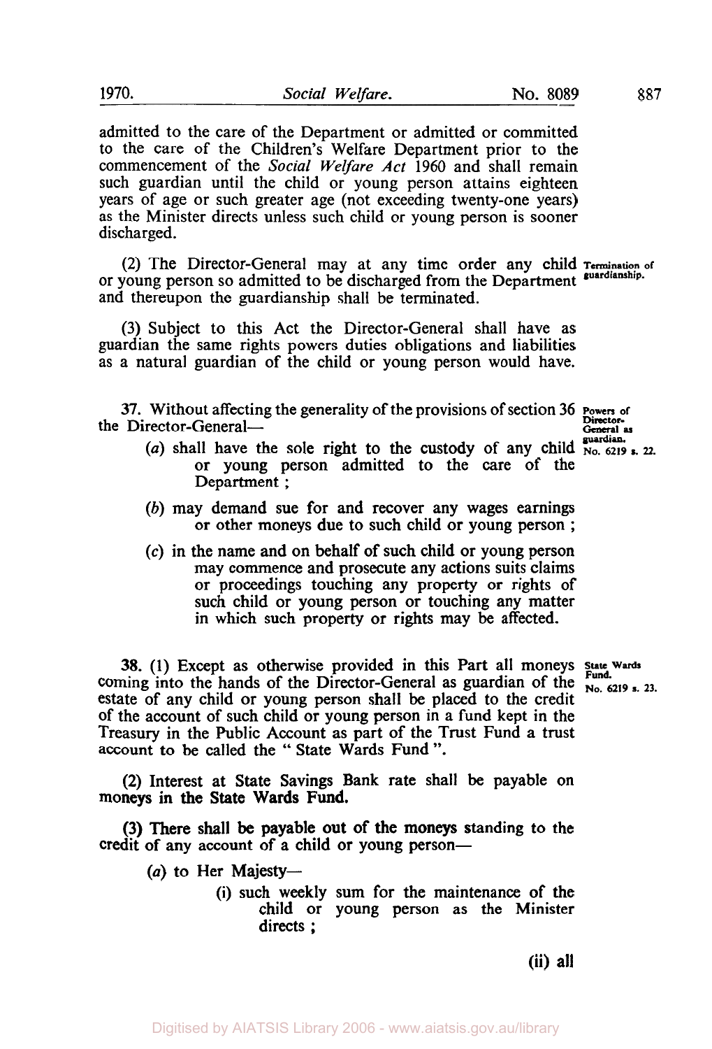admitted to the care of the Department or admitted or committed to the care of the Children's Welfare Department prior to the commencement of the *Social Welfare Act* 1960 and shall remain such guardian until the child or young person attains eighteen years of age or such greater age (not exceeding twenty-one years) as the Minister directs unless such child or young person is sooner discharged.

(2) The Director-General may at any time order any child or young person so admitted to be discharged from the Department and thereupon the guardianship shall be terminated.

Termination of guardianship.

(3) Subject to this Act the Director-General shall have as guardian the same rights powers duties obligations and liabilities as a natural guardian of the child or young person would have.

Powers of Director-General as guardian. No. 6219 s. 22.

**37.** Without affecting the generality of the provisions of section 36 the Director-General—

(*a*) shall have the sole right to the custody of any child or young person admitted to the care of the Department;

(*b*) may demand sue for and recover any wages earnings or other moneys due to such child or young person;

(*c*) in the name and on behalf of such child or young person may commence and prosecute any actions suits claims or proceedings touching any property or rights of such child or young person or touching any matter in which such property or rights may be affected.

State Wards Fund. No. 6219 s. 23.

**38.** (1) Except as otherwise provided in this Part all moneys coming into the hands of the Director-General as guardian of the estate of any child or young person shall be placed to the credit of the account of such child or young person in a fund kept in the Treasury in the Public Account as part of the Trust Fund a trust account to be called the "State Wards Fund".

(2) Interest at State Savings Bank rate shall be payable on moneys in the State Wards Fund.

(3) There shall be payable out of the moneys standing to the credit of any account of a child or young person—

(*a*) to Her Majesty—

(i) such weekly sum for the maintenance of the child or young person as the Minister directs;

(ii) all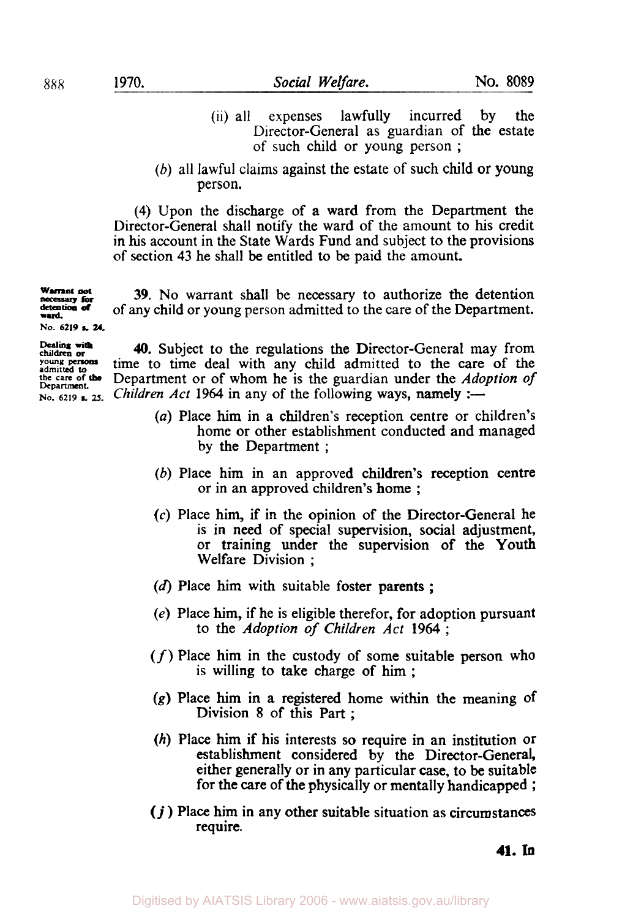(ii) all expenses lawfully incurred by the Director-General as guardian of the estate of such child or young person ;

(*b*) all lawful claims against the estate of such child or young person.

(4) Upon the discharge of a ward from the Department the Director-General shall notify the ward of the amount to his credit in his account in the State Wards Fund and subject to the provisions of section 43 he shall be entitled to be paid the amount.

**Warrant not necessary for detention of ward.**
No. 6219 s. 24.

39. No warrant shall be necessary to authorize the detention of any child or young person admitted to the care of the Department.

**Dealing with children or young persons admitted to the care of the Department.**
No. 6219 s. 25.

40. Subject to the regulations the Director-General may from time to time deal with any child admitted to the care of the Department or of whom he is the guardian under the *Adoption of Children Act* 1964 in any of the following ways, namely :—

(*a*) Place him in a children's reception centre or children's home or other establishment conducted and managed by the Department ;

(*b*) Place him in an approved children's reception centre or in an approved children's home ;

(*c*) Place him, if in the opinion of the Director-General he is in need of special supervision, social adjustment, or training under the supervision of the Youth Welfare Division ;

(*d*) Place him with suitable foster parents ;

(*e*) Place him, if he is eligible therefor, for adoption pursuant to the *Adoption of Children Act* 1964 ;

(*f*) Place him in the custody of some suitable person who is willing to take charge of him ;

(*g*) Place him in a registered home within the meaning of Division 8 of this Part ;

(*h*) Place him if his interests so require in an institution or establishment considered by the Director-General, either generally or in any particular case, to be suitable for the care of the physically or mentally handicapped ;

(*j*) Place him in any other suitable situation as circumstances require.

**41. In**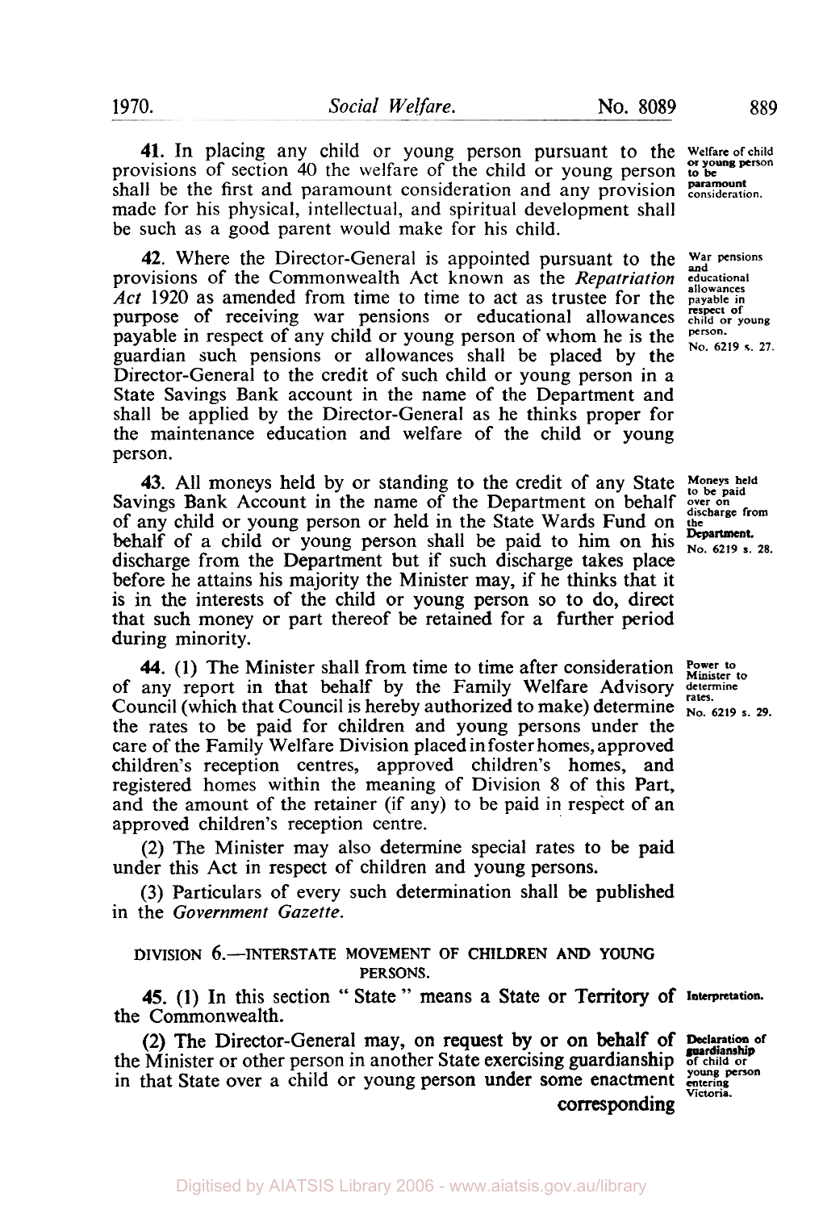**41.** In placing any child or young person pursuant to the provisions of section 40 the welfare of the child or young person shall be the first and paramount consideration and any provision made for his physical, intellectual, and spiritual development shall be such as a good parent would make for his child.

Welfare of child or young person to be paramount consideration.

**42.** Where the Director-General is appointed pursuant to the provisions of the Commonwealth Act known as the *Repatriation Act* 1920 as amended from time to time to act as trustee for the purpose of receiving war pensions or educational allowances payable in respect of any child or young person of whom he is the guardian such pensions or allowances shall be placed by the Director-General to the credit of such child or young person in a State Savings Bank account in the name of the Department and shall be applied by the Director-General as he thinks proper for the maintenance education and welfare of the child or young person.

War pensions and educational allowances payable in respect of child or young person. No. 6219 s. 27.

**43.** All moneys held by or standing to the credit of any State Savings Bank Account in the name of the Department on behalf of any child or young person or held in the State Wards Fund on behalf of a child or young person shall be paid to him on his discharge from the Department but if such discharge takes place before he attains his majority the Minister may, if he thinks that it is in the interests of the child or young person so to do, direct that such money or part thereof be retained for a further period during minority.

Moneys held to be paid over on discharge from the Department. No. 6219 s. 28.

**44.** (1) The Minister shall from time to time after consideration of any report in that behalf by the Family Welfare Advisory Council (which that Council is hereby authorized to make) determine the rates to be paid for children and young persons under the care of the Family Welfare Division placed in foster homes, approved children's reception centres, approved children's homes, and registered homes within the meaning of Division 8 of this Part, and the amount of the retainer (if any) to be paid in respect of an approved children's reception centre.

Power to Minister to determine rates. No. 6219 s. 29.

(2) The Minister may also determine special rates to be paid under this Act in respect of children and young persons.

(3) Particulars of every such determination shall be published in the *Government Gazette*.

## DIVISION 6.—INTERSTATE MOVEMENT OF CHILDREN AND YOUNG PERSONS.

**45.** (1) In this section " State " means a State or Territory of the Commonwealth.

Interpretation.

(2) The Director-General may, on request by or on behalf of the Minister or other person in another State exercising guardianship in that State over a child or young person under some enactment corresponding

Declaration of guardianship of child or young person entering Victoria.